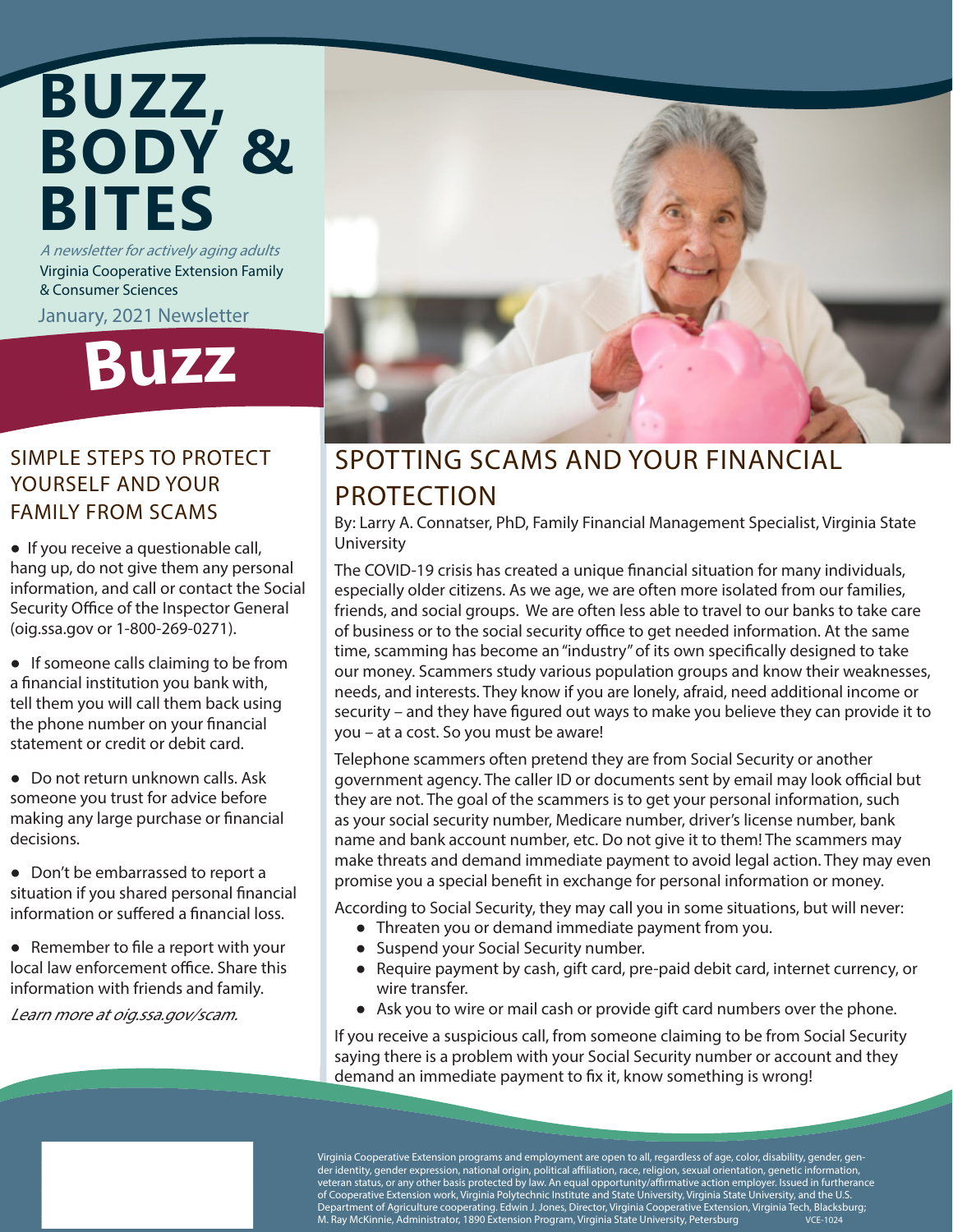# BUZZ, BODY & BITES

*A newsletter for actively aging adults*

Virginia Cooperative Extension Family & Consumer Sciences

January, 2021 Newsletter

# Buzz

## SIMPLE STEPS TO PROTECT YOURSELF AND YOUR FAMILY FROM SCAMS

- If you receive a questionable call, hang up, do not give them any personal information, and call or contact the Social Security Office of the Inspector General (oig.ssa.gov or 1-800-269-0271).
- If someone calls claiming to be from a financial institution you bank with, tell them you will call them back using the phone number on your financial statement or credit or debit card.
- Do not return unknown calls. Ask someone you trust for advice before making any large purchase or financial decisions.
- Don't be embarrassed to report a situation if you shared personal financial information or suffered a financial loss.
- Remember to file a report with your local law enforcement office. Share this information with friends and family.

*Learn more at oig.ssa.gov/scam.*

## SPOTTING SCAMS AND YOUR FINANCIAL PROTECTION

By: Larry A. Connatser, PhD, Family Financial Management Specialist, Virginia State University

The COVID-19 crisis has created a unique financial situation for many individuals, especially older citizens. As we age, we are often more isolated from our families, friends, and social groups. We are often less able to travel to our banks to take care of business or to the social security office to get needed information. At the same time, scamming has become an "industry" of its own specifically designed to take our money. Scammers study various population groups and know their weaknesses, needs, and interests. They know if you are lonely, afraid, need additional income or security – and they have figured out ways to make you believe they can provide it to you – at a cost. So you must be aware!

Telephone scammers often pretend they are from Social Security or another government agency. The caller ID or documents sent by email may look official but they are not. The goal of the scammers is to get your personal information, such as your social security number, Medicare number, driver's license number, bank name and bank account number, etc. Do not give it to them! The scammers may make threats and demand immediate payment to avoid legal action. They may even promise you a special benefit in exchange for personal information or money.

According to Social Security, they may call you in some situations, but will never:

- Threaten you or demand immediate payment from you.
- Suspend your Social Security number.
- Require payment by cash, gift card, pre-paid debit card, internet currency, or wire transfer.
- Ask you to wire or mail cash or provide gift card numbers over the phone.

If you receive a suspicious call, from someone claiming to be from Social Security saying there is a problem with your Social Security number or account and they demand an immediate payment to fix it, know something is wrong!

Virginia Cooperative Extension programs and employment are open to all, regardless of age, color, disability, gender, gender identity, gender expression, national origin, political affiliation, race, religion, sexual orientation, genetic information, veteran status, or any other basis protected by law. An equal opportunity/affirmative action employer. Issued in furtherance of Cooperative Extension work, Virginia Polytechnic Institute and State University, Virginia State University, and the U.S. Department of Agriculture cooperating. Edwin J. Jones, Director, Virginia Cooperative Extension, Virginia Tech, Blacksburg; M. Ray McKinnie, Administrator, 1890 Extension Program, Virginia State University, Petersburg VCE-1024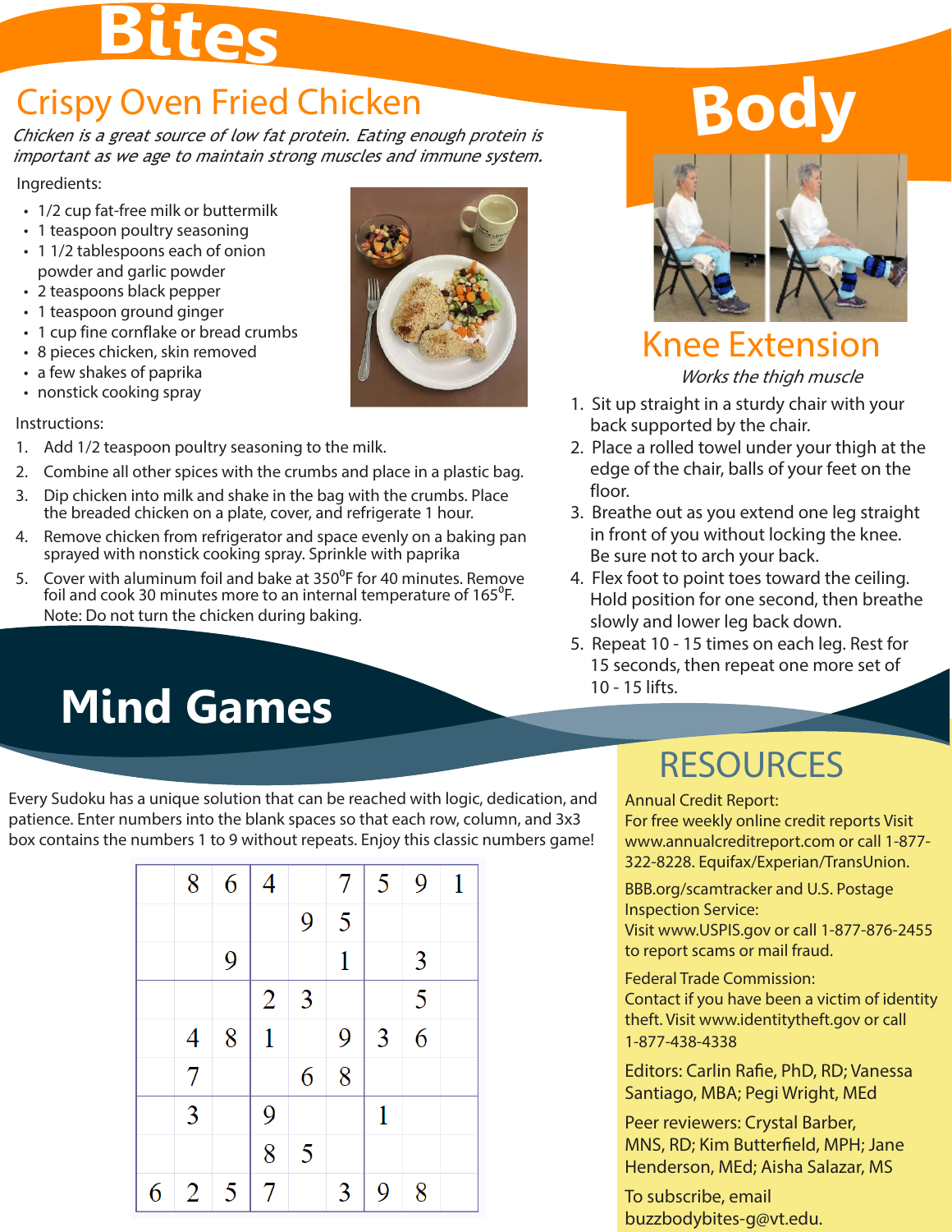# Bites

## Crispy Oven Fried Chicken

*Chicken is a great source of low fat protein. Eating enough protein is important as we age to maintain strong muscles and immune system.*

Ingredients:

- 1/2 cup fat-free milk or buttermilk
- 1 teaspoon poultry seasoning
- 1 1/2 tablespoons each of onion powder and garlic powder
- 2 teaspoons black pepper
- 1 teaspoon ground ginger
- 1 cup fine cornflake or bread crumbs
- 8 pieces chicken, skin removed
- a few shakes of paprika
- nonstick cooking spray

Instructions:

1. Add 1/2 teaspoon poultry seasoning to the milk.
2. Combine all other spices with the crumbs and place in a plastic bag.
3. Dip chicken into milk and shake in the bag with the crumbs. Place the breaded chicken on a plate, cover, and refrigerate 1 hour.
4. Remove chicken from refrigerator and space evenly on a baking pan sprayed with nonstick cooking spray. Sprinkle with paprika
5. Cover with aluminum foil and bake at 350°F for 40 minutes. Remove foil and cook 30 minutes more to an internal temperature of 165°F. Note: Do not turn the chicken during baking.

# Body

## Knee Extension

*Works the thigh muscle*

1. Sit up straight in a sturdy chair with your back supported by the chair.
2. Place a rolled towel under your thigh at the edge of the chair, balls of your feet on the floor.
3. Breathe out as you extend one leg straight in front of you without locking the knee. Be sure not to arch your back.
4. Flex foot to point toes toward the ceiling. Hold position for one second, then breathe slowly and lower leg back down.
5. Repeat 10 - 15 times on each leg. Rest for 15 seconds, then repeat one more set of 10 - 15 lifts.

# Mind Games

Every Sudoku has a unique solution that can be reached with logic, dedication, and patience. Enter numbers into the blank spaces so that each row, column, and 3x3 box contains the numbers 1 to 9 without repeats. Enjoy this classic numbers game!

| | | | | | | | | |
|---|---|---|---|---|---|---|---|---|
| | 8 | 6 | 4 | | 7 | 5 | 9 | 1 |
| | | | | 9 | 5 | | | |
| | | 9 | | | 1 | | 3 | |
| | | | 2 | 3 | | | 5 | |
| | 4 | 8 | 1 | | 9 | 3 | 6 | |
| | 7 | | | 6 | 8 | | | |
| | 3 | | 9 | | | 1 | | |
| | | | 8 | 5 | | | | |
| 6 | 2 | 5 | 7 | | 3 | 9 | 8 | |

## RESOURCES

Annual Credit Report:
For free weekly online credit reports Visit www.annualcreditreport.com or call 1-877-322-8228. Equifax/Experian/TransUnion.

BBB.org/scamtracker and U.S. Postage Inspection Service:
Visit www.USPIS.gov or call 1-877-876-2455 to report scams or mail fraud.

Federal Trade Commission:
Contact if you have been a victim of identity theft. Visit www.identitytheft.gov or call 1-877-438-4338

Editors: Carlin Rafie, PhD, RD; Vanessa Santiago, MBA; Pegi Wright, MEd

Peer reviewers: Crystal Barber, MNS, RD; Kim Butterfield, MPH; Jane Henderson, MEd; Aisha Salazar, MS

To subscribe, email buzzbodybites-g@vt.edu.